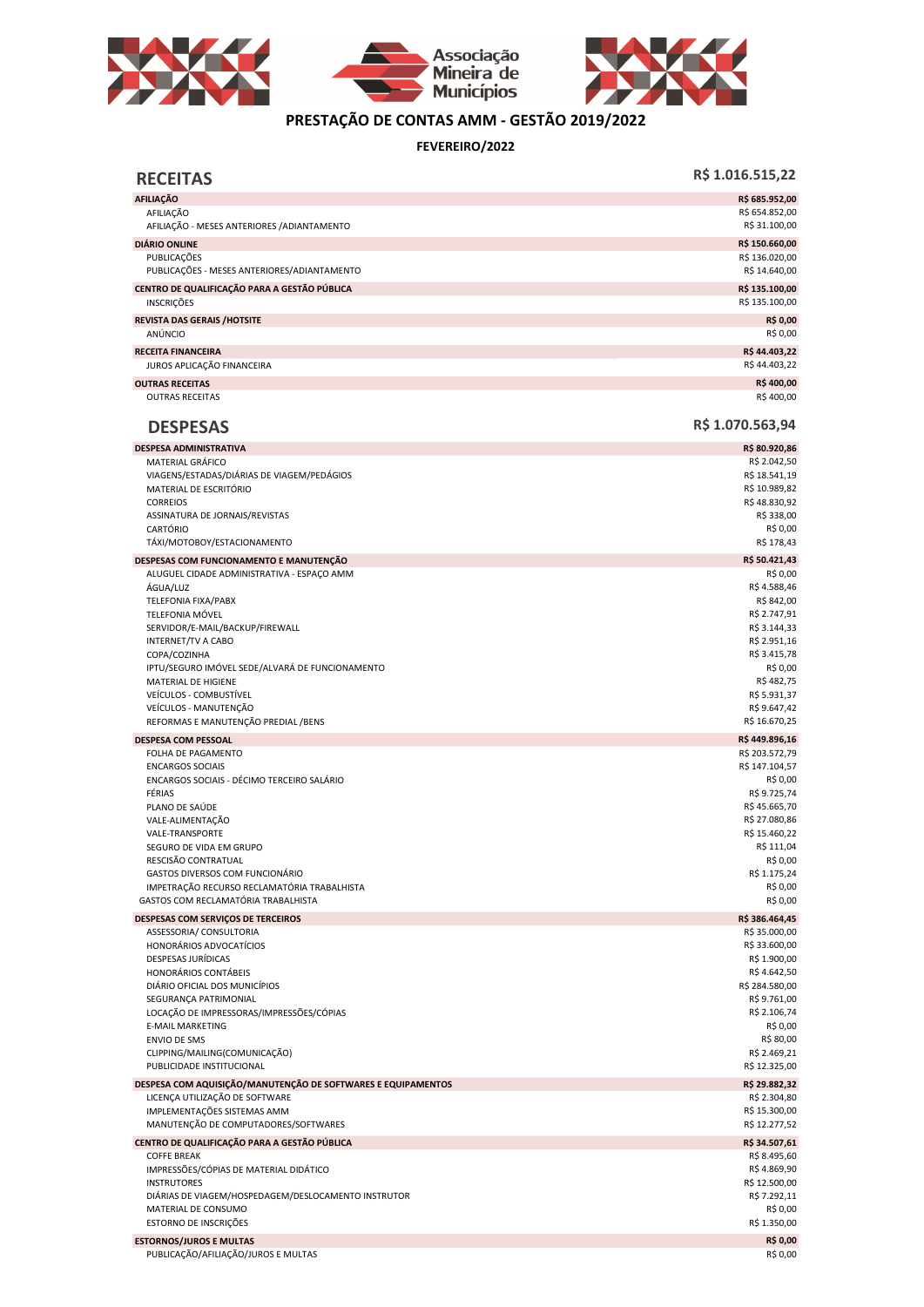# PRESTAÇÃO DE CONTAS AMM - GESTÃO 2019/2022

**FEVEREIRO/2022**

## RECEITAS — R$ 1.016.515,22

| Descrição | Valor |
|---|---|
| **AFILIAÇÃO** | **R$ 685.952,00** |
| AFILIAÇÃO | R$ 654.852,00 |
| AFILIAÇÃO - MESES ANTERIORES /ADIANTAMENTO | R$ 31.100,00 |
| **DIÁRIO ONLINE** | **R$ 150.660,00** |
| PUBLICAÇÕES | R$ 136.020,00 |
| PUBLICAÇÕES - MESES ANTERIORES/ADIANTAMENTO | R$ 14.640,00 |
| **CENTRO DE QUALIFICAÇÃO PARA A GESTÃO PÚBLICA** | **R$ 135.100,00** |
| INSCRIÇÕES | R$ 135.100,00 |
| **REVISTA DAS GERAIS /HOTSITE** | **R$ 0,00** |
| ANÚNCIO | R$ 0,00 |
| **RECEITA FINANCEIRA** | **R$ 44.403,22** |
| JUROS APLICAÇÃO FINANCEIRA | R$ 44.403,22 |
| **OUTRAS RECEITAS** | **R$ 400,00** |
| OUTRAS RECEITAS | R$ 400,00 |

## DESPESAS — R$ 1.070.563,94

| Descrição | Valor |
|---|---|
| **DESPESA ADMINISTRATIVA** | **R$ 80.920,86** |
| MATERIAL GRÁFICO | R$ 2.042,50 |
| VIAGENS/ESTADAS/DIÁRIAS DE VIAGEM/PEDÁGIOS | R$ 18.541,19 |
| MATERIAL DE ESCRITÓRIO | R$ 10.989,82 |
| CORREIOS | R$ 48.830,92 |
| ASSINATURA DE JORNAIS/REVISTAS | R$ 338,00 |
| CARTÓRIO | R$ 0,00 |
| TÁXI/MOTOBOY/ESTACIONAMENTO | R$ 178,43 |
| **DESPESAS COM FUNCIONAMENTO E MANUTENÇÃO** | **R$ 50.421,43** |
| ALUGUEL CIDADE ADMINISTRATIVA - ESPAÇO AMM | R$ 0,00 |
| ÁGUA/LUZ | R$ 4.588,46 |
| TELEFONIA FIXA/PABX | R$ 842,00 |
| TELEFONIA MÓVEL | R$ 2.747,91 |
| SERVIDOR/E-MAIL/BACKUP/FIREWALL | R$ 3.144,33 |
| INTERNET/TV A CABO | R$ 2.951,16 |
| COPA/COZINHA | R$ 3.415,78 |
| IPTU/SEGURO IMÓVEL SEDE/ALVARÁ DE FUNCIONAMENTO | R$ 0,00 |
| MATERIAL DE HIGIENE | R$ 482,75 |
| VEÍCULOS - COMBUSTÍVEL | R$ 5.931,37 |
| VEÍCULOS - MANUTENÇÃO | R$ 9.647,42 |
| REFORMAS E MANUTENÇÃO PREDIAL /BENS | R$ 16.670,25 |
| **DESPESA COM PESSOAL** | **R$ 449.896,16** |
| FOLHA DE PAGAMENTO | R$ 203.572,79 |
| ENCARGOS SOCIAIS | R$ 147.104,57 |
| ENCARGOS SOCIAIS - DÉCIMO TERCEIRO SALÁRIO | R$ 0,00 |
| FÉRIAS | R$ 9.725,74 |
| PLANO DE SAÚDE | R$ 45.665,70 |
| VALE-ALIMENTAÇÃO | R$ 27.080,86 |
| VALE-TRANSPORTE | R$ 15.460,22 |
| SEGURO DE VIDA EM GRUPO | R$ 111,04 |
| RESCISÃO CONTRATUAL | R$ 0,00 |
| GASTOS DIVERSOS COM FUNCIONÁRIO | R$ 1.175,24 |
| IMPETRAÇÃO RECURSO RECLAMATÓRIA TRABALHISTA | R$ 0,00 |
| GASTOS COM RECLAMATÓRIA TRABALHISTA | R$ 0,00 |
| **DESPESAS COM SERVIÇOS DE TERCEIROS** | **R$ 386.464,45** |
| ASSESSORIA/ CONSULTORIA | R$ 35.000,00 |
| HONORÁRIOS ADVOCATÍCIOS | R$ 33.600,00 |
| DESPESAS JURÍDICAS | R$ 1.900,00 |
| HONORÁRIOS CONTÁBEIS | R$ 4.642,50 |
| DIÁRIO OFICIAL DOS MUNICÍPIOS | R$ 284.580,00 |
| SEGURANÇA PATRIMONIAL | R$ 9.761,00 |
| LOCAÇÃO DE IMPRESSORAS/IMPRESSÕES/CÓPIAS | R$ 2.106,74 |
| E-MAIL MARKETING | R$ 0,00 |
| ENVIO DE SMS | R$ 80,00 |
| CLIPPING/MAILING(COMUNICAÇÃO) | R$ 2.469,21 |
| PUBLICIDADE INSTITUCIONAL | R$ 12.325,00 |
| **DESPESA COM AQUISIÇÃO/MANUTENÇÃO DE SOFTWARES E EQUIPAMENTOS** | **R$ 29.882,32** |
| LICENÇA UTILIZAÇÃO DE SOFTWARE | R$ 2.304,80 |
| IMPLEMENTAÇÕES SISTEMAS AMM | R$ 15.300,00 |
| MANUTENÇÃO DE COMPUTADORES/SOFTWARES | R$ 12.277,52 |
| **CENTRO DE QUALIFICAÇÃO PARA A GESTÃO PÚBLICA** | **R$ 34.507,61** |
| COFFE BREAK | R$ 8.495,60 |
| IMPRESSÕES/CÓPIAS DE MATERIAL DIDÁTICO | R$ 4.869,90 |
| INSTRUTORES | R$ 12.500,00 |
| DIÁRIAS DE VIAGEM/HOSPEDAGEM/DESLOCAMENTO INSTRUTOR | R$ 7.292,11 |
| MATERIAL DE CONSUMO | R$ 0,00 |
| ESTORNO DE INSCRIÇÕES | R$ 1.350,00 |
| **ESTORNOS/JUROS E MULTAS** | **R$ 0,00** |
| PUBLICAÇÃO/AFILIAÇÃO/JUROS E MULTAS | R$ 0,00 |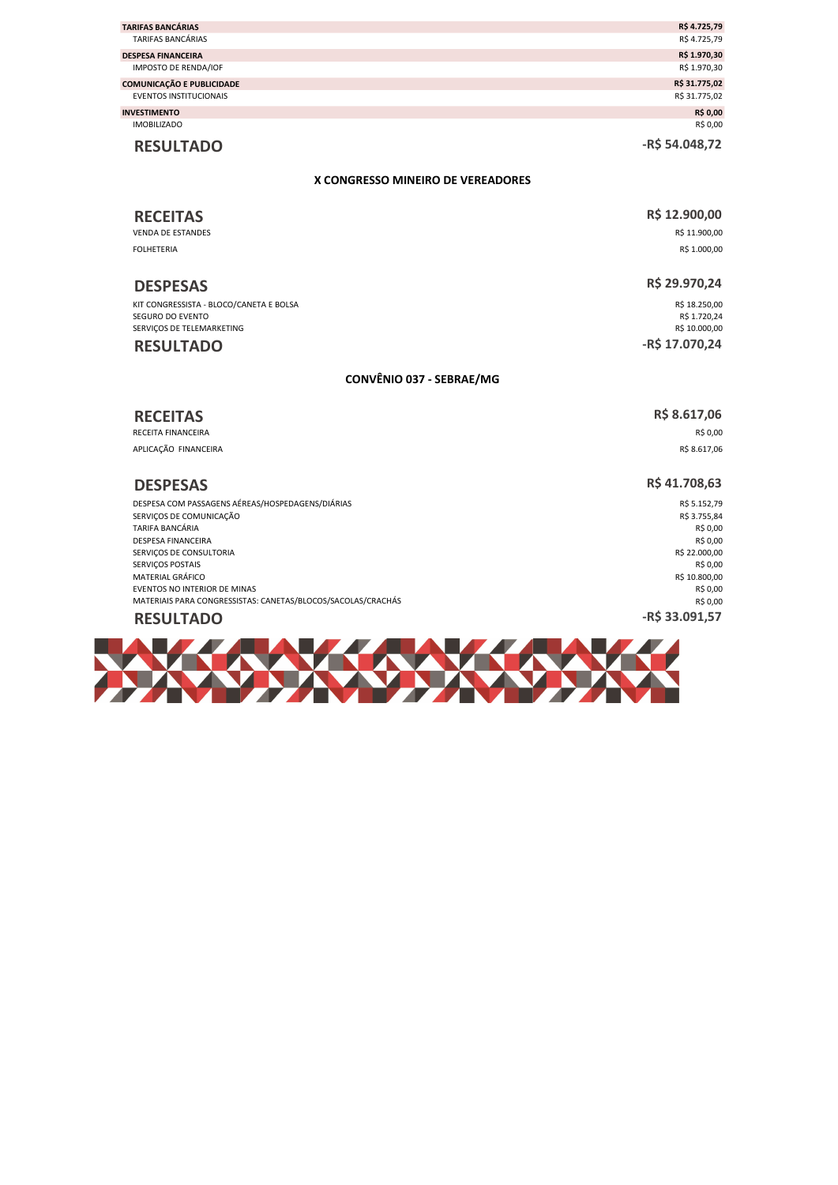| | |
|---|---|
| **TARIFAS BANCÁRIAS** | **R$ 4.725,79** |
| TARIFAS BANCÁRIAS | R$ 4.725,79 |
| **DESPESA FINANCEIRA** | **R$ 1.970,30** |
| IMPOSTO DE RENDA/IOF | R$ 1.970,30 |
| **COMUNICAÇÃO E PUBLICIDADE** | **R$ 31.775,02** |
| EVENTOS INSTITUCIONAIS | R$ 31.775,02 |
| **INVESTIMENTO** | **R$ 0,00** |
| IMOBILIZADO | R$ 0,00 |

## RESULTADO -R$ 54.048,72

### X CONGRESSO MINEIRO DE VEREADORES

## RECEITAS R$ 12.900,00

| | |
|---|---|
| VENDA DE ESTANDES | R$ 11.900,00 |
| FOLHETERIA | R$ 1.000,00 |

## DESPESAS R$ 29.970,24

| | |
|---|---|
| KIT CONGRESSISTA - BLOCO/CANETA E BOLSA | R$ 18.250,00 |
| SEGURO DO EVENTO | R$ 1.720,24 |
| SERVIÇOS DE TELEMARKETING | R$ 10.000,00 |

## RESULTADO -R$ 17.070,24

### CONVÊNIO 037 - SEBRAE/MG

## RECEITAS R$ 8.617,06

| | |
|---|---|
| RECEITA FINANCEIRA | R$ 0,00 |
| APLICAÇÃO FINANCEIRA | R$ 8.617,06 |

## DESPESAS R$ 41.708,63

| | |
|---|---|
| DESPESA COM PASSAGENS AÉREAS/HOSPEDAGENS/DIÁRIAS | R$ 5.152,79 |
| SERVIÇOS DE COMUNICAÇÃO | R$ 3.755,84 |
| TARIFA BANCÁRIA | R$ 0,00 |
| DESPESA FINANCEIRA | R$ 0,00 |
| SERVIÇOS DE CONSULTORIA | R$ 22.000,00 |
| SERVIÇOS POSTAIS | R$ 0,00 |
| MATERIAL GRÁFICO | R$ 10.800,00 |
| EVENTOS NO INTERIOR DE MINAS | R$ 0,00 |
| MATERIAIS PARA CONGRESSISTAS: CANETAS/BLOCOS/SACOLAS/CRACHÁS | R$ 0,00 |

## RESULTADO -R$ 33.091,57